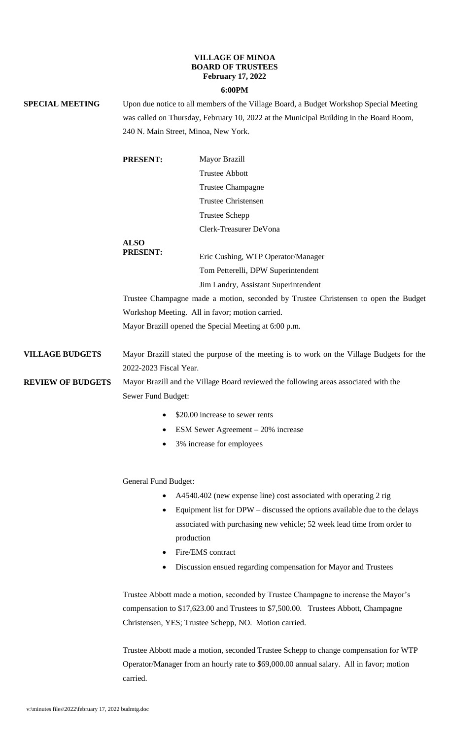**VILLAGE OF MINOA**
**BOARD OF TRUSTEES**
**February 17, 2022**
**6:00PM**

**SPECIAL MEETING**

Upon due notice to all members of the Village Board, a Budget Workshop Special Meeting was called on Thursday, February 10, 2022 at the Municipal Building in the Board Room, 240 N. Main Street, Minoa, New York.

**PRESENT:**
Mayor Brazill
Trustee Abbott
Trustee Champagne
Trustee Christensen
Trustee Schepp
Clerk-Treasurer DeVona

**ALSO PRESENT:**
Eric Cushing, WTP Operator/Manager
Tom Petterelli, DPW Superintendent
Jim Landry, Assistant Superintendent

Trustee Champagne made a motion, seconded by Trustee Christensen to open the Budget Workshop Meeting. All in favor; motion carried.

Mayor Brazill opened the Special Meeting at 6:00 p.m.

**VILLAGE BUDGETS**

Mayor Brazill stated the purpose of the meeting is to work on the Village Budgets for the 2022-2023 Fiscal Year.

**REVIEW OF BUDGETS**

Mayor Brazill and the Village Board reviewed the following areas associated with the Sewer Fund Budget:

- $20.00 increase to sewer rents
- ESM Sewer Agreement – 20% increase
- 3% increase for employees

General Fund Budget:

- A4540.402 (new expense line) cost associated with operating 2 rig
- Equipment list for DPW – discussed the options available due to the delays associated with purchasing new vehicle; 52 week lead time from order to production
- Fire/EMS contract
- Discussion ensued regarding compensation for Mayor and Trustees

Trustee Abbott made a motion, seconded by Trustee Champagne to increase the Mayor's compensation to $17,623.00 and Trustees to $7,500.00. Trustees Abbott, Champagne Christensen, YES; Trustee Schepp, NO. Motion carried.

Trustee Abbott made a motion, seconded Trustee Schepp to change compensation for WTP Operator/Manager from an hourly rate to $69,000.00 annual salary. All in favor; motion carried.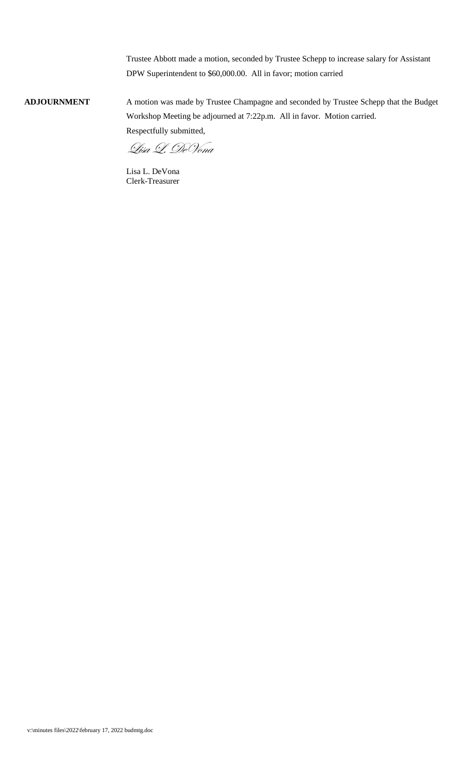Trustee Abbott made a motion, seconded by Trustee Schepp to increase salary for Assistant DPW Superintendent to $60,000.00. All in favor; motion carried

**ADJOURNMENT** A motion was made by Trustee Champagne and seconded by Trustee Schepp that the Budget Workshop Meeting be adjourned at 7:22p.m. All in favor. Motion carried.

Respectfully submitted,

*Lisa L. DeVona*

Lisa L. DeVona
Clerk-Treasurer

v:\minutes files\2022\february 17, 2022 budmtg.doc